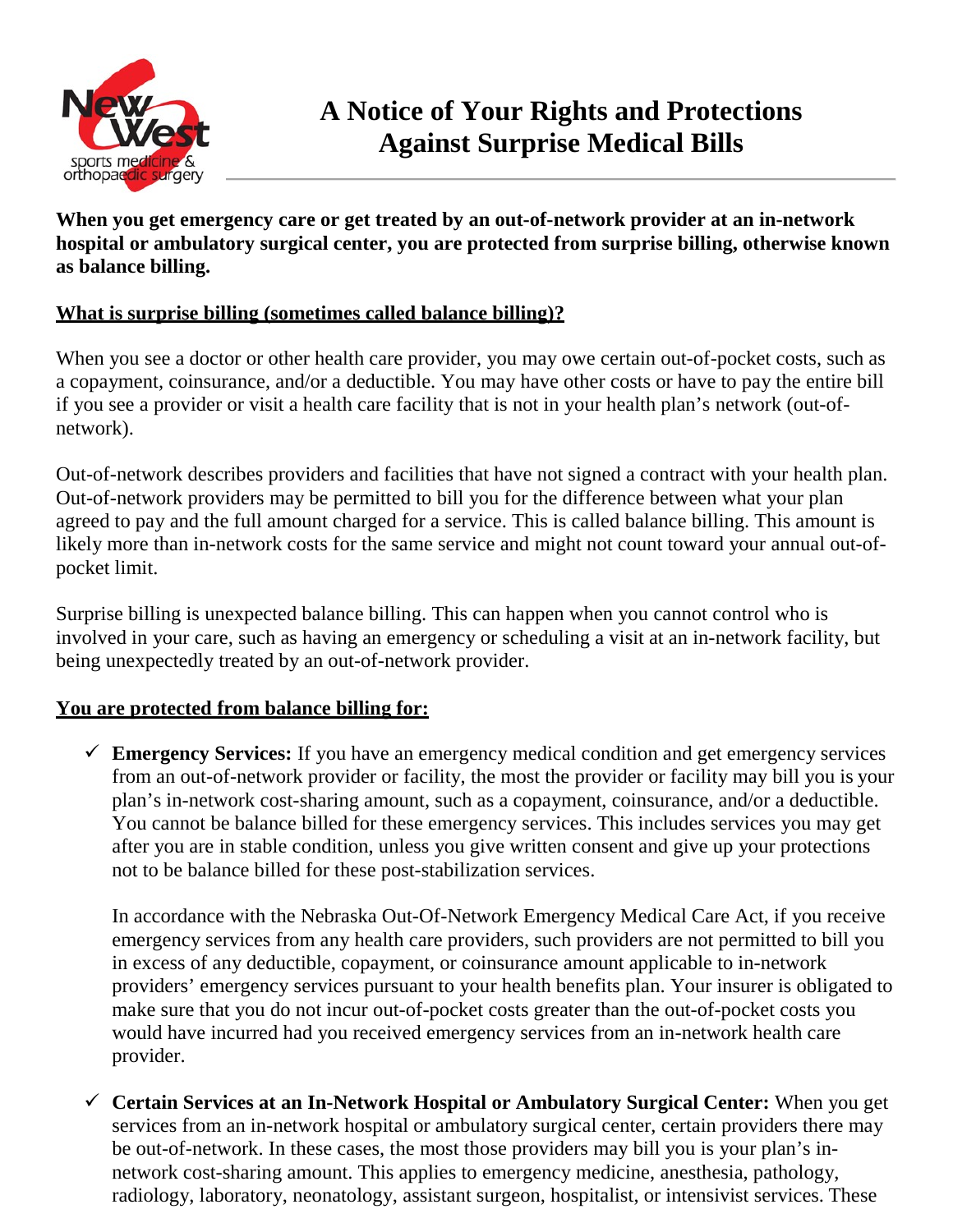# A Notice of Your Rights and Protections Against Surprise Medical Bills

**When you get emergency care or get treated by an out-of-network provider at an in-network hospital or ambulatory surgical center, you are protected from surprise billing, otherwise known as balance billing.**

## What is surprise billing (sometimes called balance billing)?

When you see a doctor or other health care provider, you may owe certain out-of-pocket costs, such as a copayment, coinsurance, and/or a deductible. You may have other costs or have to pay the entire bill if you see a provider or visit a health care facility that is not in your health plan's network (out-of-network).

Out-of-network describes providers and facilities that have not signed a contract with your health plan. Out-of-network providers may be permitted to bill you for the difference between what your plan agreed to pay and the full amount charged for a service. This is called balance billing. This amount is likely more than in-network costs for the same service and might not count toward your annual out-of-pocket limit.

Surprise billing is unexpected balance billing. This can happen when you cannot control who is involved in your care, such as having an emergency or scheduling a visit at an in-network facility, but being unexpectedly treated by an out-of-network provider.

## You are protected from balance billing for:

- ✓ **Emergency Services:** If you have an emergency medical condition and get emergency services from an out-of-network provider or facility, the most the provider or facility may bill you is your plan's in-network cost-sharing amount, such as a copayment, coinsurance, and/or a deductible. You cannot be balance billed for these emergency services. This includes services you may get after you are in stable condition, unless you give written consent and give up your protections not to be balance billed for these post-stabilization services.

  In accordance with the Nebraska Out-Of-Network Emergency Medical Care Act, if you receive emergency services from any health care providers, such providers are not permitted to bill you in excess of any deductible, copayment, or coinsurance amount applicable to in-network providers' emergency services pursuant to your health benefits plan. Your insurer is obligated to make sure that you do not incur out-of-pocket costs greater than the out-of-pocket costs you would have incurred had you received emergency services from an in-network health care provider.

- ✓ **Certain Services at an In-Network Hospital or Ambulatory Surgical Center:** When you get services from an in-network hospital or ambulatory surgical center, certain providers there may be out-of-network. In these cases, the most those providers may bill you is your plan's in-network cost-sharing amount. This applies to emergency medicine, anesthesia, pathology, radiology, laboratory, neonatology, assistant surgeon, hospitalist, or intensivist services. These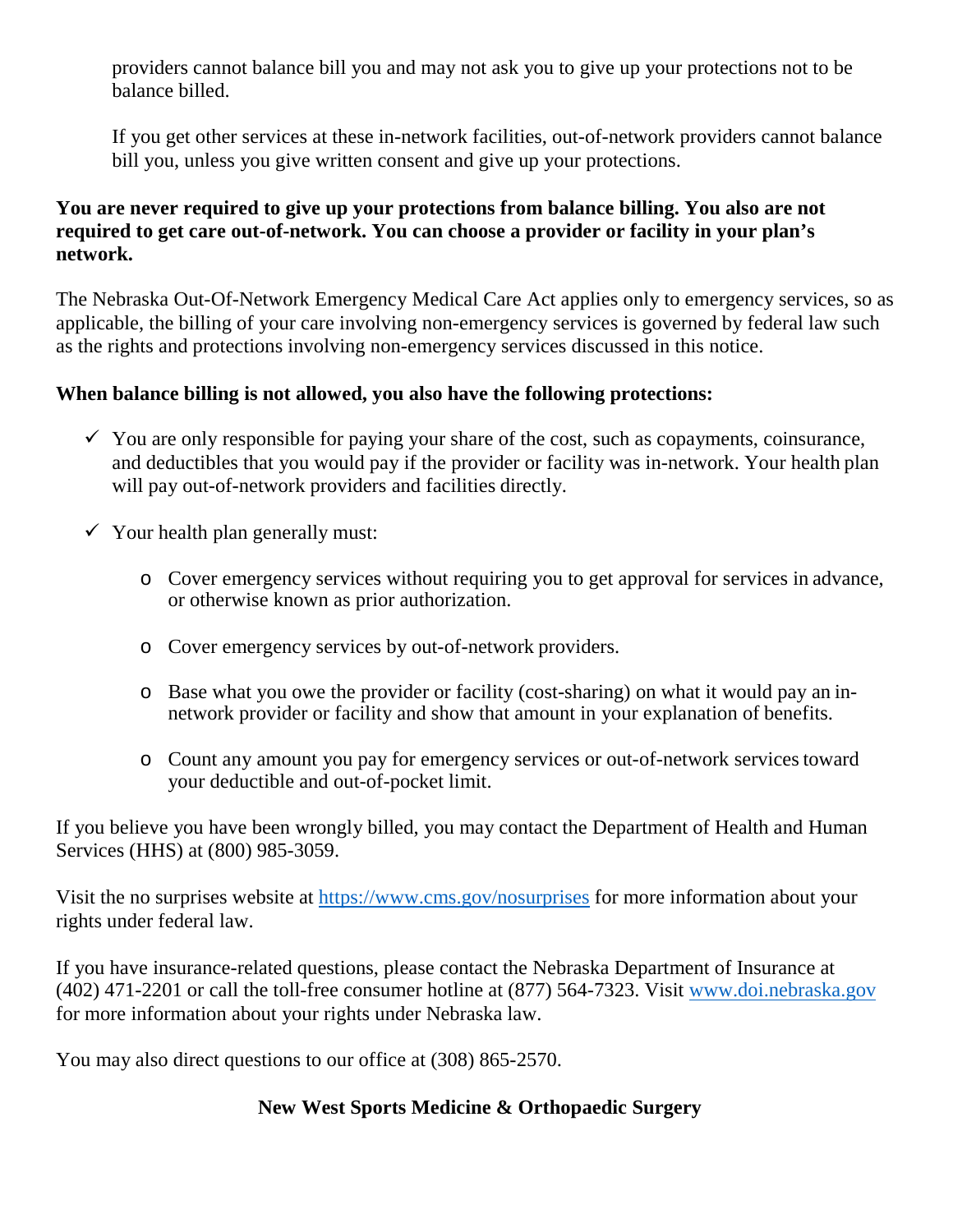providers cannot balance bill you and may not ask you to give up your protections not to be balance billed.

If you get other services at these in-network facilities, out-of-network providers cannot balance bill you, unless you give written consent and give up your protections.

**You are never required to give up your protections from balance billing. You also are not required to get care out-of-network. You can choose a provider or facility in your plan's network.**

The Nebraska Out-Of-Network Emergency Medical Care Act applies only to emergency services, so as applicable, the billing of your care involving non-emergency services is governed by federal law such as the rights and protections involving non-emergency services discussed in this notice.

**When balance billing is not allowed, you also have the following protections:**

- ✓ You are only responsible for paying your share of the cost, such as copayments, coinsurance, and deductibles that you would pay if the provider or facility was in-network. Your health plan will pay out-of-network providers and facilities directly.
- ✓ Your health plan generally must:
  - Cover emergency services without requiring you to get approval for services in advance, or otherwise known as prior authorization.
  - Cover emergency services by out-of-network providers.
  - Base what you owe the provider or facility (cost-sharing) on what it would pay an in-network provider or facility and show that amount in your explanation of benefits.
  - Count any amount you pay for emergency services or out-of-network services toward your deductible and out-of-pocket limit.

If you believe you have been wrongly billed, you may contact the Department of Health and Human Services (HHS) at (800) 985-3059.

Visit the no surprises website at https://www.cms.gov/nosurprises for more information about your rights under federal law.

If you have insurance-related questions, please contact the Nebraska Department of Insurance at (402) 471-2201 or call the toll-free consumer hotline at (877) 564-7323. Visit www.doi.nebraska.gov for more information about your rights under Nebraska law.

You may also direct questions to our office at (308) 865-2570.

**New West Sports Medicine & Orthopaedic Surgery**